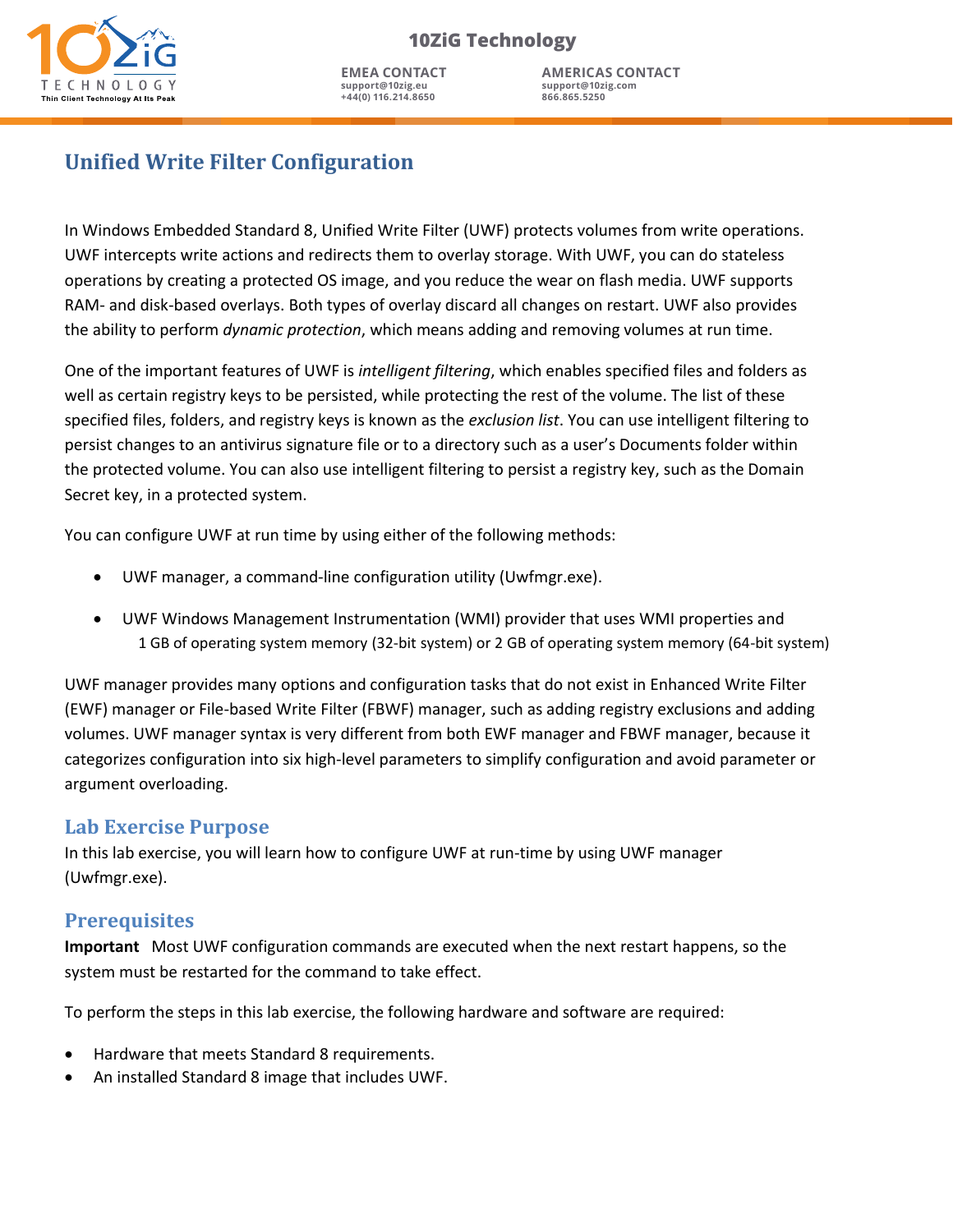# Unified Write Filter Configuration

In Windows Embedded Standard 8, Unified Write Filter (UWF) protects volumes from write operations. UWF intercepts write actions and redirects them to overlay storage. With UWF, you can do stateless operations by creating a protected OS image, and you reduce the wear on flash media. UWF supports RAM- and disk-based overlays. Both types of overlay discard all changes on restart. UWF also provides the ability to perform *dynamic protection*, which means adding and removing volumes at run time.

One of the important features of UWF is *intelligent filtering*, which enables specified files and folders as well as certain registry keys to be persisted, while protecting the rest of the volume. The list of these specified files, folders, and registry keys is known as the *exclusion list*. You can use intelligent filtering to persist changes to an antivirus signature file or to a directory such as a user's Documents folder within the protected volume. You can also use intelligent filtering to persist a registry key, such as the Domain Secret key, in a protected system.

You can configure UWF at run time by using either of the following methods:

- UWF manager, a command-line configuration utility (Uwfmgr.exe).
- UWF Windows Management Instrumentation (WMI) provider that uses WMI properties and
  1 GB of operating system memory (32-bit system) or 2 GB of operating system memory (64-bit system)

UWF manager provides many options and configuration tasks that do not exist in Enhanced Write Filter (EWF) manager or File-based Write Filter (FBWF) manager, such as adding registry exclusions and adding volumes. UWF manager syntax is very different from both EWF manager and FBWF manager, because it categorizes configuration into six high-level parameters to simplify configuration and avoid parameter or argument overloading.

## Lab Exercise Purpose

In this lab exercise, you will learn how to configure UWF at run-time by using UWF manager (Uwfmgr.exe).

## Prerequisites

**Important** Most UWF configuration commands are executed when the next restart happens, so the system must be restarted for the command to take effect.

To perform the steps in this lab exercise, the following hardware and software are required:

- Hardware that meets Standard 8 requirements.
- An installed Standard 8 image that includes UWF.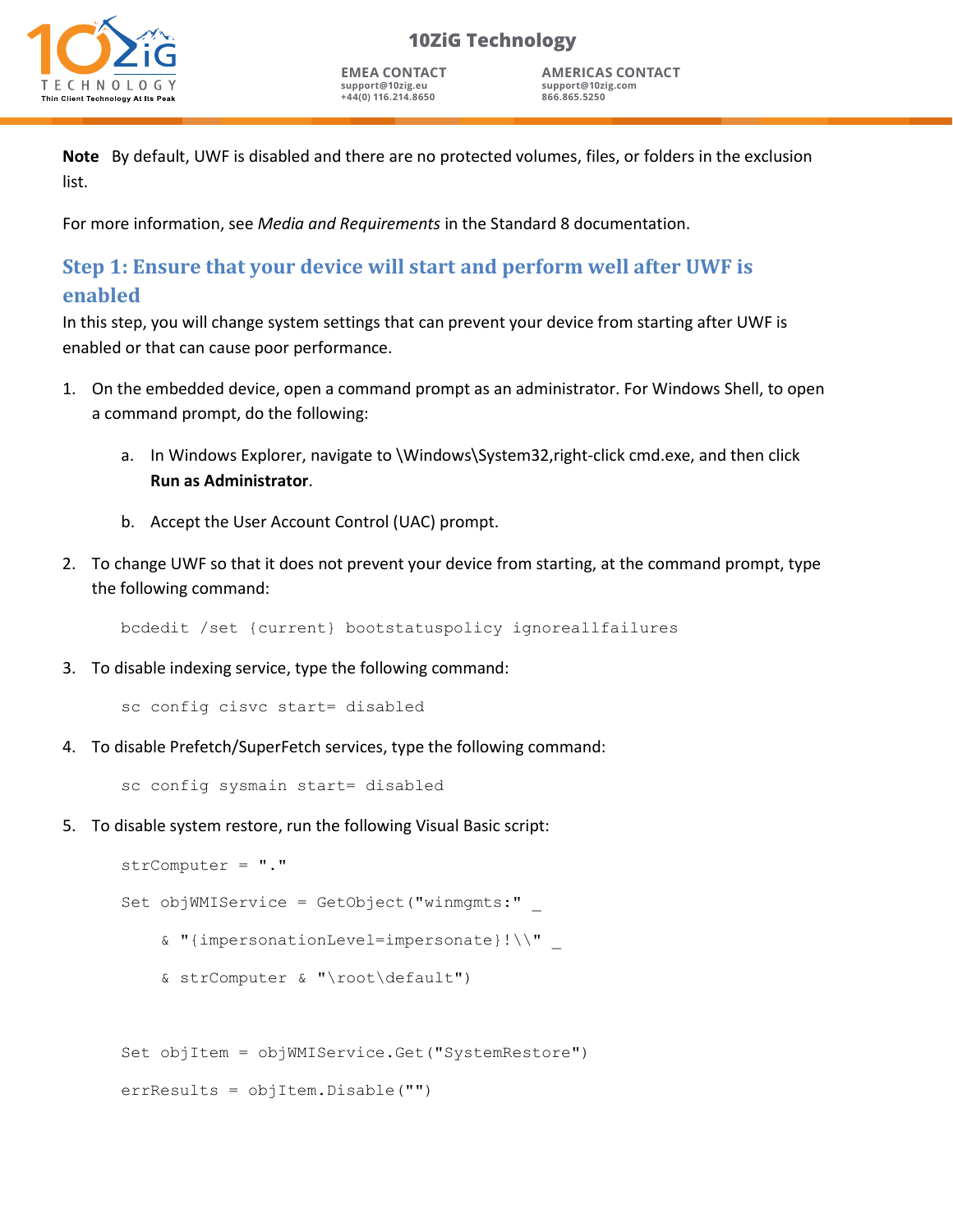**Note** By default, UWF is disabled and there are no protected volumes, files, or folders in the exclusion list.

For more information, see *Media and Requirements* in the Standard 8 documentation.

## Step 1: Ensure that your device will start and perform well after UWF is enabled

In this step, you will change system settings that can prevent your device from starting after UWF is enabled or that can cause poor performance.

1. On the embedded device, open a command prompt as an administrator. For Windows Shell, to open a command prompt, do the following:

   a. In Windows Explorer, navigate to \Windows\System32,right-click cmd.exe, and then click **Run as Administrator**.

   b. Accept the User Account Control (UAC) prompt.

2. To change UWF so that it does not prevent your device from starting, at the command prompt, type the following command:

   ```
   bcdedit /set {current} bootstatuspolicy ignoreallfailures
   ```

3. To disable indexing service, type the following command:

   ```
   sc config cisvc start= disabled
   ```

4. To disable Prefetch/SuperFetch services, type the following command:

   ```
   sc config sysmain start= disabled
   ```

5. To disable system restore, run the following Visual Basic script:

   ```
   strComputer = "."
   Set objWMIService = GetObject("winmgmts:" _
       & "{impersonationLevel=impersonate}!\\" _
       & strComputer & "\root\default")

   Set objItem = objWMIService.Get("SystemRestore")
   errResults = objItem.Disable("")
   ```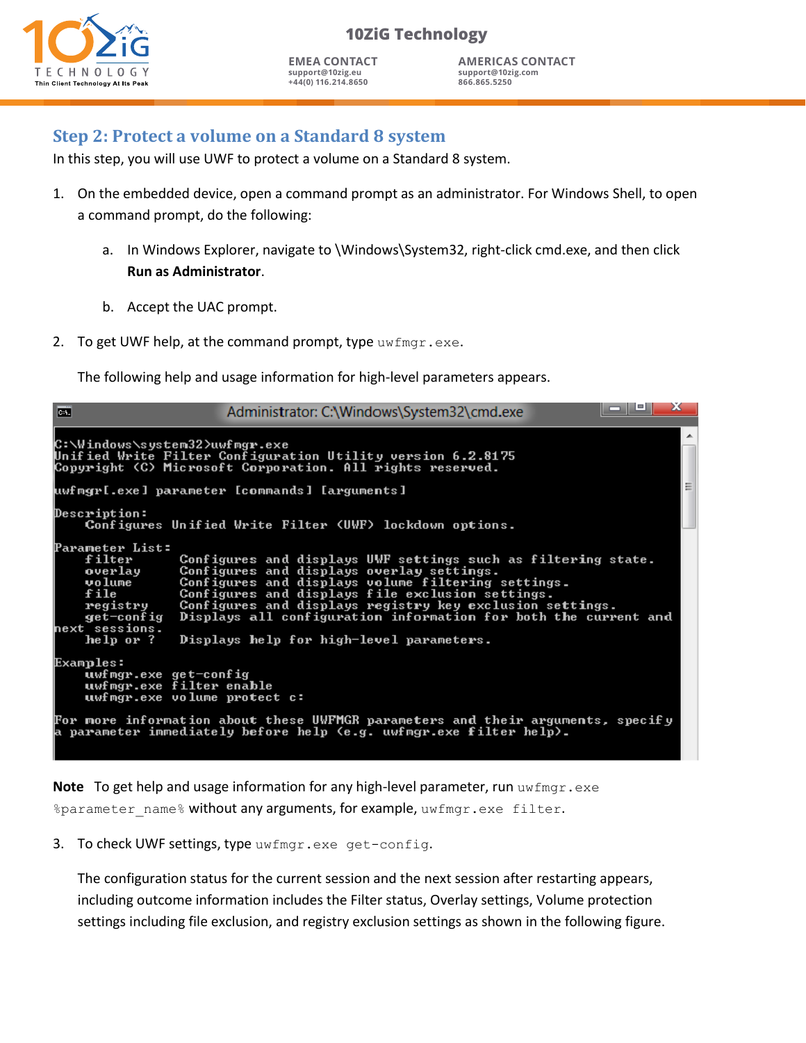## Step 2: Protect a volume on a Standard 8 system

In this step, you will use UWF to protect a volume on a Standard 8 system.

1. On the embedded device, open a command prompt as an administrator. For Windows Shell, to open a command prompt, do the following:

   a. In Windows Explorer, navigate to \Windows\System32, right-click cmd.exe, and then click **Run as Administrator**.

   b. Accept the UAC prompt.

2. To get UWF help, at the command prompt, type `uwfmgr.exe`.

   The following help and usage information for high-level parameters appears.

```
C:\Windows\system32>uwfmgr.exe
Unified Write Filter Configuration Utility version 6.2.8175
Copyright (C) Microsoft Corporation. All rights reserved.

uwfmgr[.exe] parameter [commands] [arguments]

Description:
    Configures Unified Write Filter (UWF) lockdown options.

Parameter List:
    filter       Configures and displays UWF settings such as filtering state.
    overlay      Configures and displays overlay settings.
    volume       Configures and displays volume filtering settings.
    file         Configures and displays file exclusion settings.
    registry     Configures and displays registry key exclusion settings.
    get-config   Displays all configuration information for both the current and
next sessions.
    help or ?    Displays help for high-level parameters.

Examples:
    uwfmgr.exe get-config
    uwfmgr.exe filter enable
    uwfmgr.exe volume protect c:

For more information about these UWFMGR parameters and their arguments, specify
a parameter immediately before help (e.g. uwfmgr.exe filter help).
```

**Note** To get help and usage information for any high-level parameter, run `uwfmgr.exe %parameter_name%` without any arguments, for example, `uwfmgr.exe filter`.

3. To check UWF settings, type `uwfmgr.exe get-config`.

   The configuration status for the current session and the next session after restarting appears, including outcome information includes the Filter status, Overlay settings, Volume protection settings including file exclusion, and registry exclusion settings as shown in the following figure.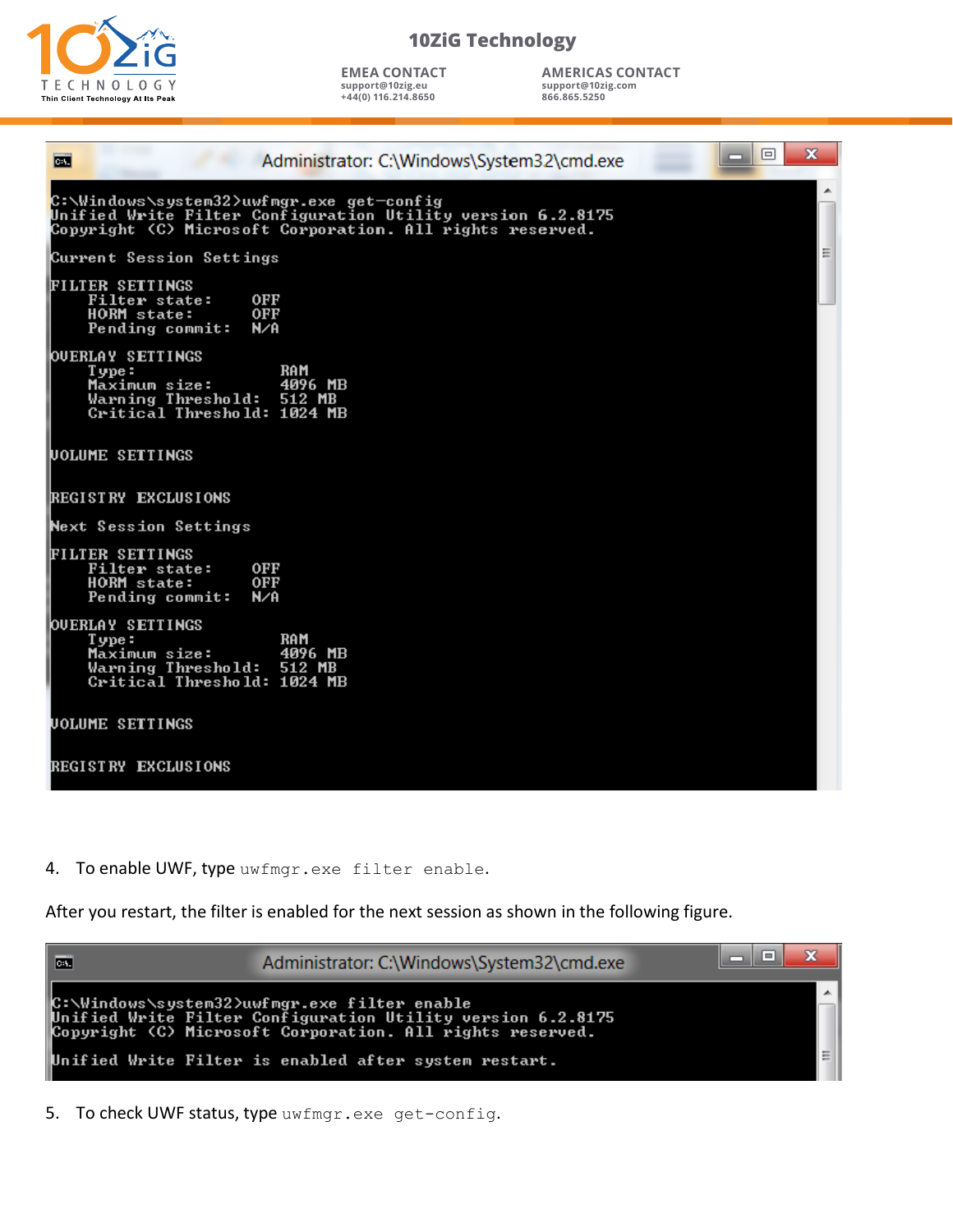```
C:\Windows\system32>uwfmgr.exe get-config
Unified Write Filter Configuration Utility version 6.2.8175
Copyright (C) Microsoft Corporation. All rights reserved.

Current Session Settings

FILTER SETTINGS
    Filter state:     OFF
    HORM state:       OFF
    Pending commit:   N/A

OVERLAY SETTINGS
    Type:                RAM
    Maximum size:        4096 MB
    Warning Threshold:   512 MB
    Critical Threshold:  1024 MB

VOLUME SETTINGS

REGISTRY EXCLUSIONS

Next Session Settings

FILTER SETTINGS
    Filter state:     OFF
    HORM state:       OFF
    Pending commit:   N/A

OVERLAY SETTINGS
    Type:                RAM
    Maximum size:        4096 MB
    Warning Threshold:   512 MB
    Critical Threshold:  1024 MB

VOLUME SETTINGS

REGISTRY EXCLUSIONS
```

4. To enable UWF, type `uwfmgr.exe filter enable`.

After you restart, the filter is enabled for the next session as shown in the following figure.

```
C:\Windows\system32>uwfmgr.exe filter enable
Unified Write Filter Configuration Utility version 6.2.8175
Copyright (C) Microsoft Corporation. All rights reserved.

Unified Write Filter is enabled after system restart.
```

5. To check UWF status, type `uwfmgr.exe get-config`.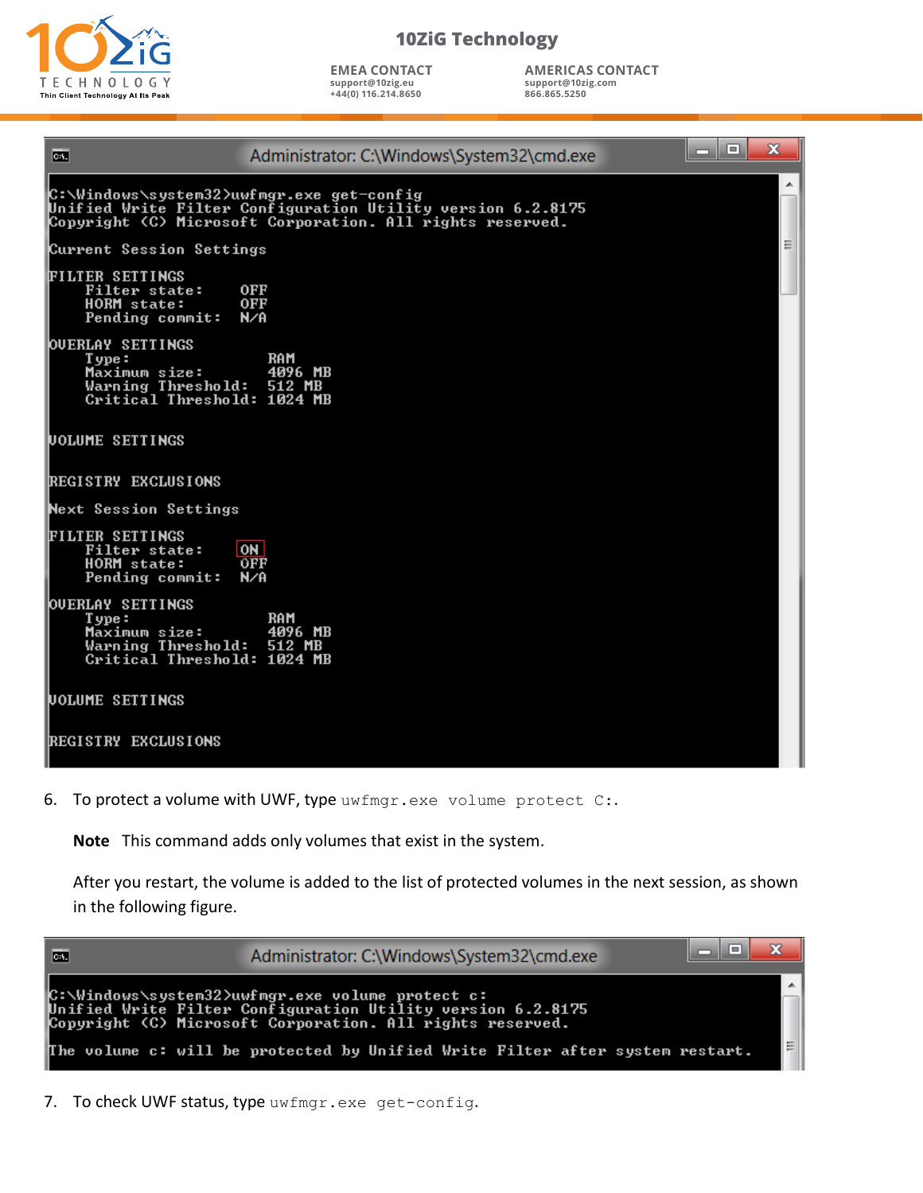```
Administrator: C:\Windows\System32\cmd.exe

C:\Windows\system32>uwfmgr.exe get-config
Unified Write Filter Configuration Utility version 6.2.8175
Copyright (C) Microsoft Corporation. All rights reserved.

Current Session Settings

FILTER SETTINGS
    Filter state:     OFF
    HORM state:       OFF
    Pending commit:   N/A

OVERLAY SETTINGS
    Type:                RAM
    Maximum size:        4096 MB
    Warning Threshold:   512 MB
    Critical Threshold:  1024 MB

VOLUME SETTINGS

REGISTRY EXCLUSIONS

Next Session Settings

FILTER SETTINGS
    Filter state:     ON
    HORM state:       OFF
    Pending commit:   N/A

OVERLAY SETTINGS
    Type:                RAM
    Maximum size:        4096 MB
    Warning Threshold:   512 MB
    Critical Threshold:  1024 MB

VOLUME SETTINGS

REGISTRY EXCLUSIONS
```

6. To protect a volume with UWF, type `uwfmgr.exe volume protect C:`.

   **Note** This command adds only volumes that exist in the system.

   After you restart, the volume is added to the list of protected volumes in the next session, as shown in the following figure.

```
Administrator: C:\Windows\System32\cmd.exe

C:\Windows\system32>uwfmgr.exe volume protect c:
Unified Write Filter Configuration Utility version 6.2.8175
Copyright (C) Microsoft Corporation. All rights reserved.

The volume c: will be protected by Unified Write Filter after system restart.
```

7. To check UWF status, type `uwfmgr.exe get-config`.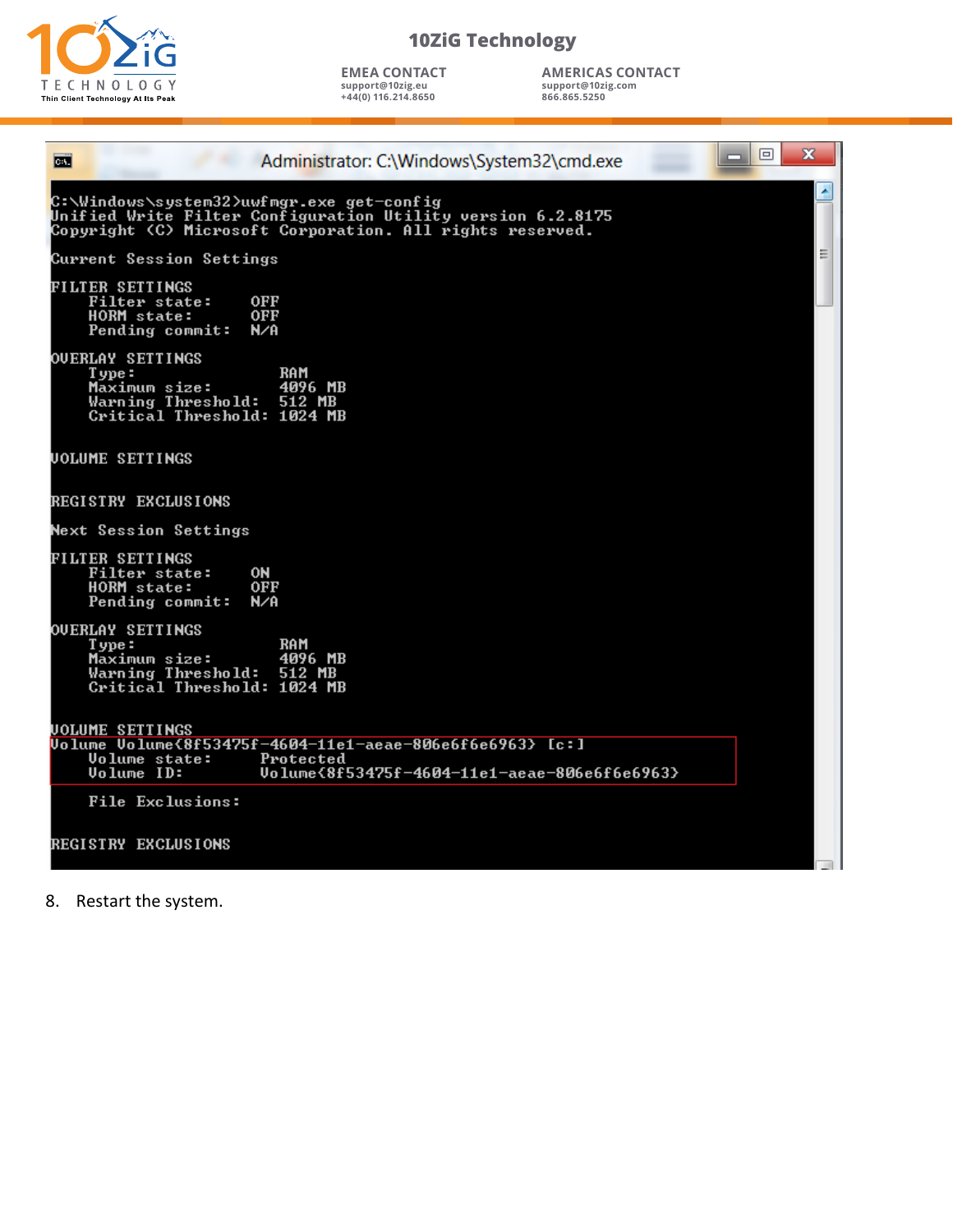```
Administrator: C:\Windows\System32\cmd.exe

C:\Windows\system32>uwfmgr.exe get-config
Unified Write Filter Configuration Utility version 6.2.8175
Copyright (C) Microsoft Corporation. All rights reserved.

Current Session Settings

FILTER SETTINGS
    Filter state:     OFF
    HORM state:       OFF
    Pending commit:   N/A

OVERLAY SETTINGS
    Type:                RAM
    Maximum size:        4096 MB
    Warning Threshold:   512 MB
    Critical Threshold:  1024 MB


VOLUME SETTINGS


REGISTRY EXCLUSIONS

Next Session Settings

FILTER SETTINGS
    Filter state:     ON
    HORM state:       OFF
    Pending commit:   N/A

OVERLAY SETTINGS
    Type:                RAM
    Maximum size:        4096 MB
    Warning Threshold:   512 MB
    Critical Threshold:  1024 MB


VOLUME SETTINGS
Volume Volume{8f53475f-4604-11e1-aeae-806e6f6e6963} [c:]
    Volume state:     Protected
    Volume ID:        Volume{8f53475f-4604-11e1-aeae-806e6f6e6963}

    File Exclusions:


REGISTRY EXCLUSIONS
```

8. Restart the system.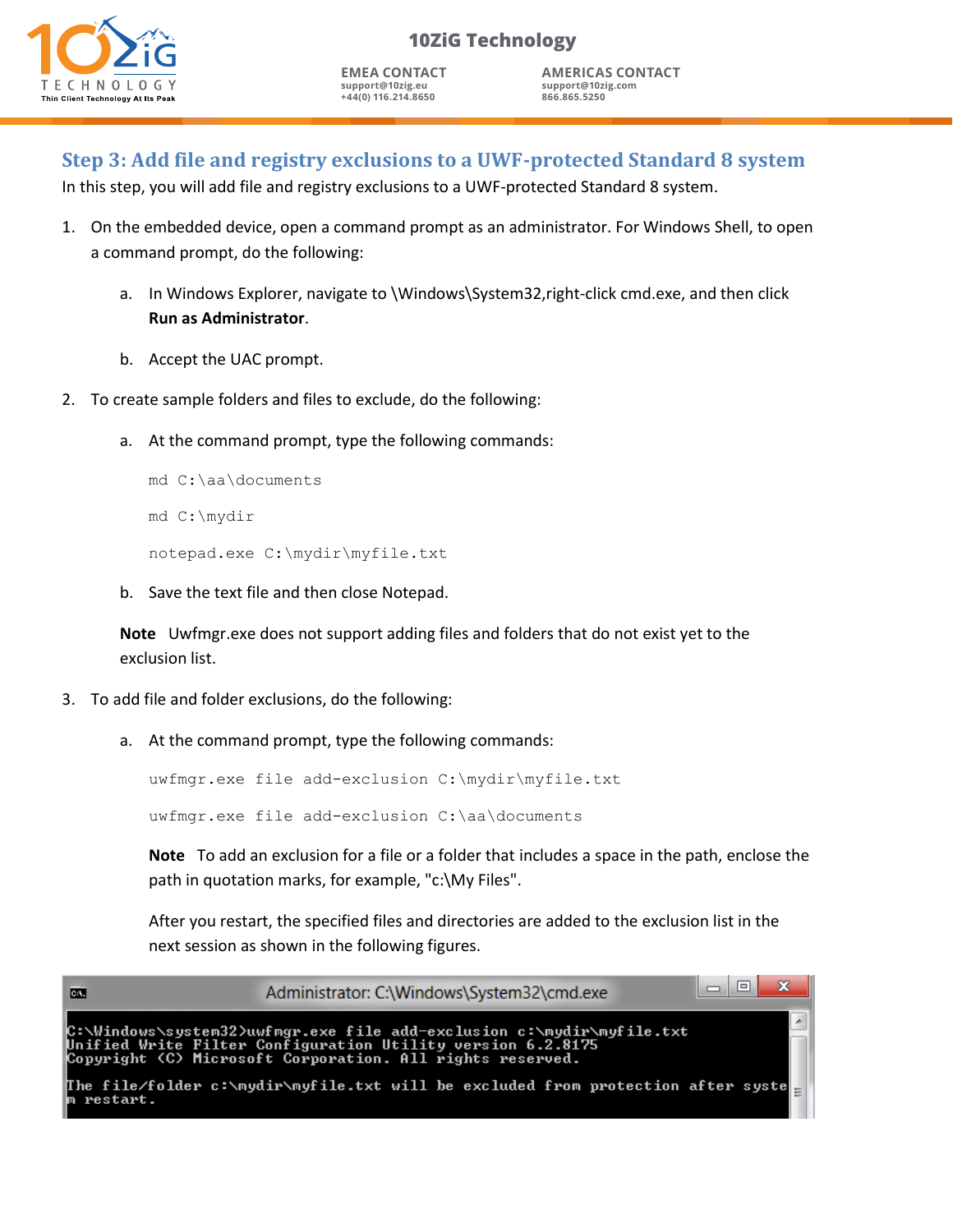## Step 3: Add file and registry exclusions to a UWF-protected Standard 8 system

In this step, you will add file and registry exclusions to a UWF-protected Standard 8 system.

1. On the embedded device, open a command prompt as an administrator. For Windows Shell, to open a command prompt, do the following:

   a. In Windows Explorer, navigate to \Windows\System32,right-click cmd.exe, and then click **Run as Administrator**.

   b. Accept the UAC prompt.

2. To create sample folders and files to exclude, do the following:

   a. At the command prompt, type the following commands:

   ```
   md C:\aa\documents
   md C:\mydir
   notepad.exe C:\mydir\myfile.txt
   ```

   b. Save the text file and then close Notepad.

   **Note** Uwfmgr.exe does not support adding files and folders that do not exist yet to the exclusion list.

3. To add file and folder exclusions, do the following:

   a. At the command prompt, type the following commands:

   ```
   uwfmgr.exe file add-exclusion C:\mydir\myfile.txt
   uwfmgr.exe file add-exclusion C:\aa\documents
   ```

   **Note** To add an exclusion for a file or a folder that includes a space in the path, enclose the path in quotation marks, for example, "c:\My Files".

   After you restart, the specified files and directories are added to the exclusion list in the next session as shown in the following figures.

```
Administrator: C:\Windows\System32\cmd.exe

C:\Windows\system32>uwfmgr.exe file add-exclusion c:\mydir\myfile.txt
Unified Write Filter Configuration Utility version 6.2.8175
Copyright (C) Microsoft Corporation. All rights reserved.

The file/folder c:\mydir\myfile.txt will be excluded from protection after system restart.
```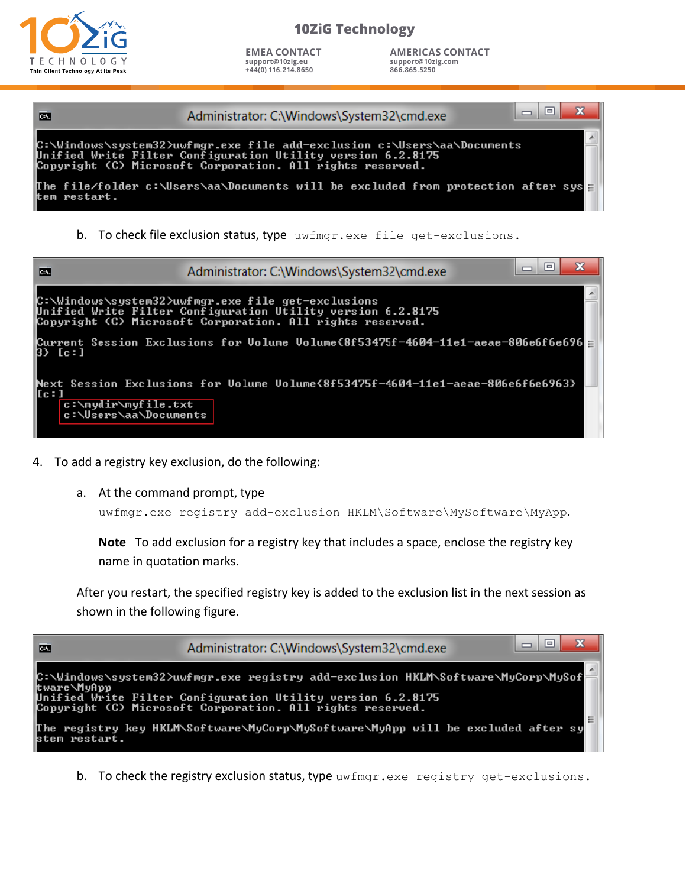```
C:\Windows\system32>uwfmgr.exe file add-exclusion c:\Users\aa\Documents
Unified Write Filter Configuration Utility version 6.2.8175
Copyright (C) Microsoft Corporation. All rights reserved.

The file/folder c:\Users\aa\Documents will be excluded from protection after system restart.
```

b. To check file exclusion status, type `uwfmgr.exe file get-exclusions`.

```
C:\Windows\system32>uwfmgr.exe file get-exclusions
Unified Write Filter Configuration Utility version 6.2.8175
Copyright (C) Microsoft Corporation. All rights reserved.

Current Session Exclusions for Volume Volume{8f53475f-4604-11e1-aeae-806e6f6e6963} [c:]

Next Session Exclusions for Volume Volume{8f53475f-4604-11e1-aeae-806e6f6e6963} [c:]
    c:\mydir\myfile.txt
    c:\Users\aa\Documents
```

4. To add a registry key exclusion, do the following:

   a. At the command prompt, type `uwfmgr.exe registry add-exclusion HKLM\Software\MySoftware\MyApp`.

   **Note** To add exclusion for a registry key that includes a space, enclose the registry key name in quotation marks.

   After you restart, the specified registry key is added to the exclusion list in the next session as shown in the following figure.

```
C:\Windows\system32>uwfmgr.exe registry add-exclusion HKLM\Software\MyCorp\MySoftware\MyApp
Unified Write Filter Configuration Utility version 6.2.8175
Copyright (C) Microsoft Corporation. All rights reserved.

The registry key HKLM\Software\MyCorp\MySoftware\MyApp will be excluded after system restart.
```

   b. To check the registry exclusion status, type `uwfmgr.exe registry get-exclusions`.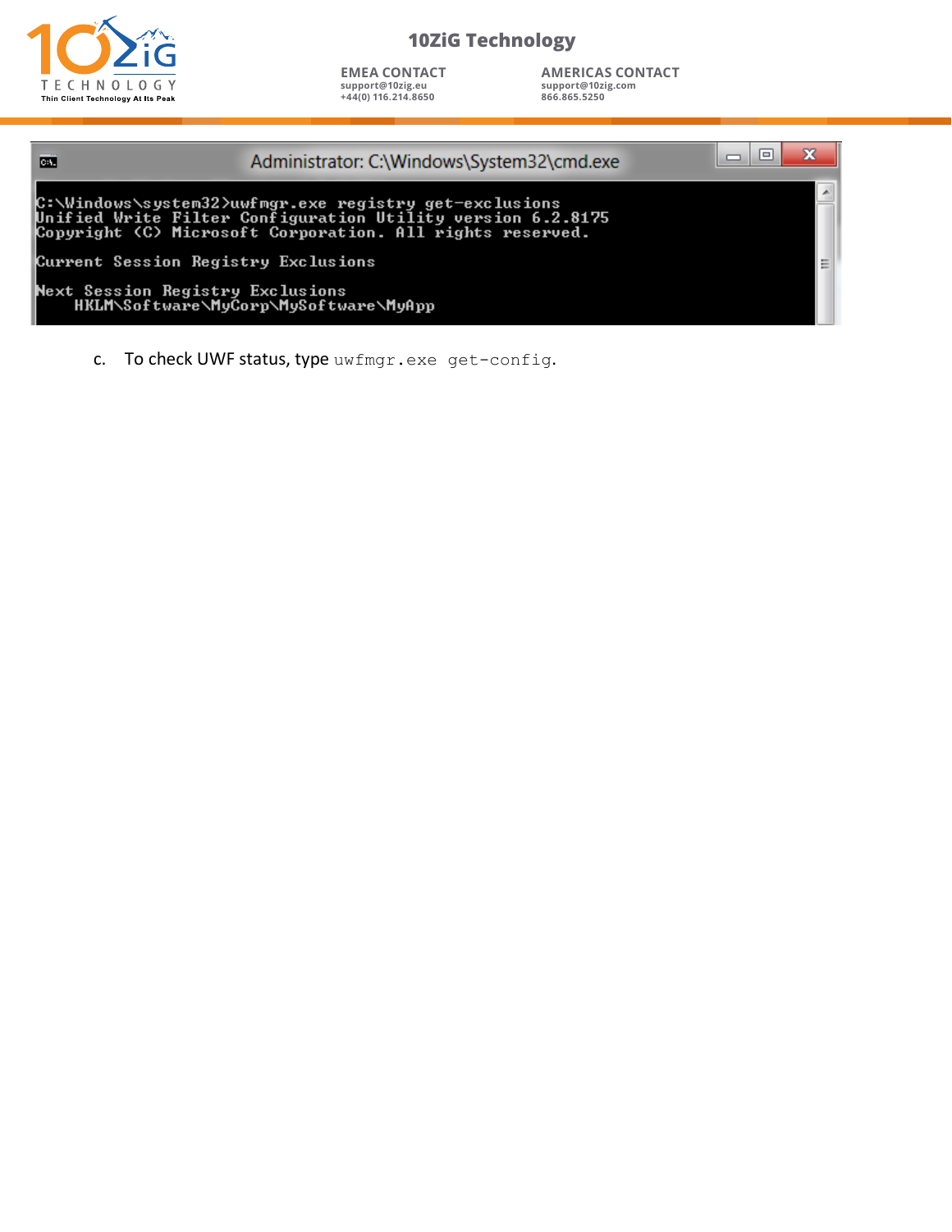```
C:\Windows\system32>uwfmgr.exe registry get-exclusions
Unified Write Filter Configuration Utility version 6.2.8175
Copyright (C) Microsoft Corporation. All rights reserved.

Current Session Registry Exclusions

Next Session Registry Exclusions
      HKLM\Software\MyCorp\MySoftware\MyApp
```

c. To check UWF status, type `uwfmgr.exe get-config`.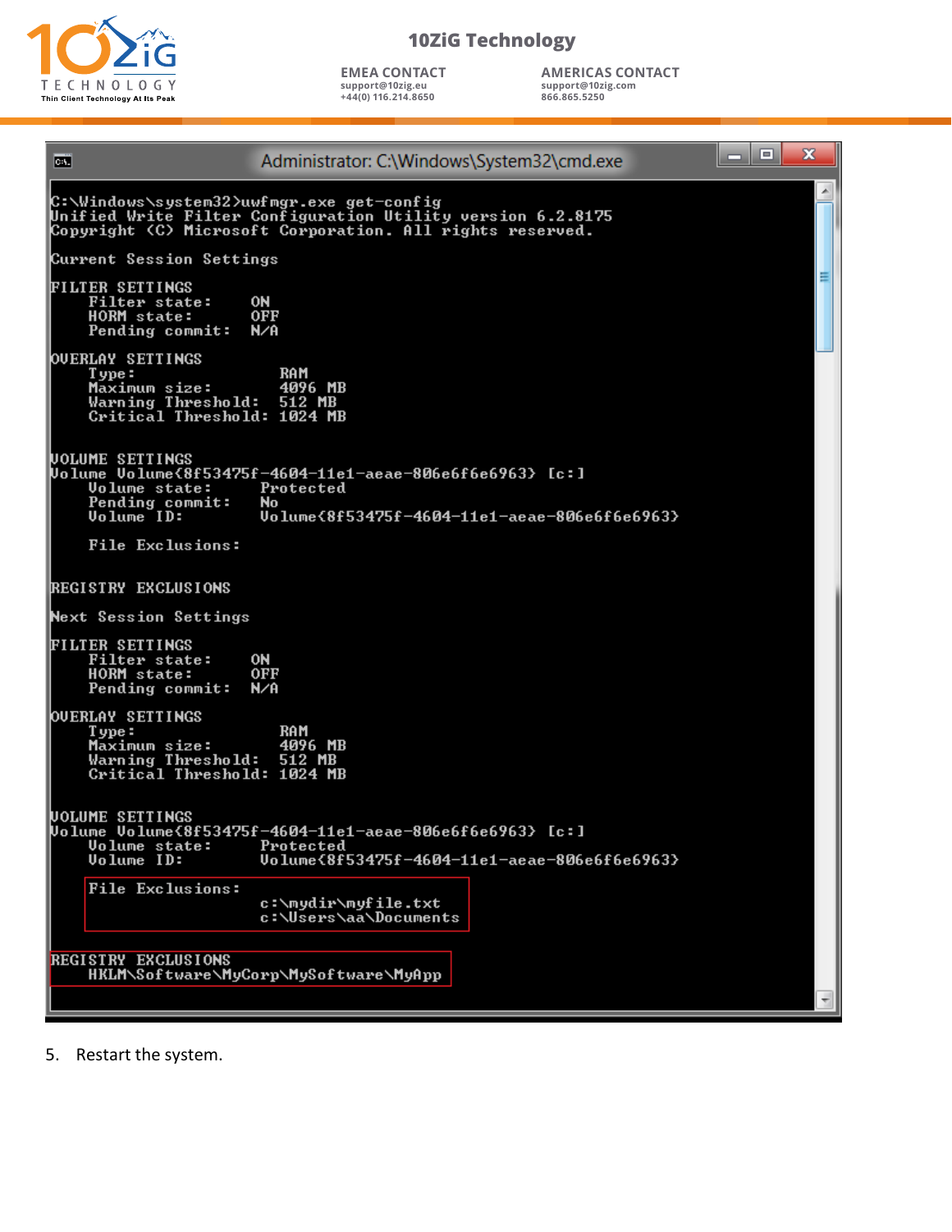```
C:\Windows\system32>uwfmgr.exe get-config
Unified Write Filter Configuration Utility version 6.2.8175
Copyright (C) Microsoft Corporation. All rights reserved.

Current Session Settings

FILTER SETTINGS
    Filter state:     ON
    HORM state:       OFF
    Pending commit:   N/A

OVERLAY SETTINGS
    Type:                RAM
    Maximum size:        4096 MB
    Warning Threshold:   512 MB
    Critical Threshold:  1024 MB


VOLUME SETTINGS
Volume Volume{8f53475f-4604-11e1-aeae-806e6f6e6963} [c:]
    Volume state:      Protected
    Pending commit:    No
    Volume ID:         Volume{8f53475f-4604-11e1-aeae-806e6f6e6963}

    File Exclusions:

REGISTRY EXCLUSIONS

Next Session Settings

FILTER SETTINGS
    Filter state:     ON
    HORM state:       OFF
    Pending commit:   N/A

OVERLAY SETTINGS
    Type:                RAM
    Maximum size:        4096 MB
    Warning Threshold:   512 MB
    Critical Threshold:  1024 MB


VOLUME SETTINGS
Volume Volume{8f53475f-4604-11e1-aeae-806e6f6e6963} [c:]
    Volume state:      Protected
    Volume ID:         Volume{8f53475f-4604-11e1-aeae-806e6f6e6963}

    File Exclusions:
                       c:\mydir\myfile.txt
                       c:\Users\aa\Documents

REGISTRY EXCLUSIONS
    HKLM\Software\MyCorp\MySoftware\MyApp
```

5. Restart the system.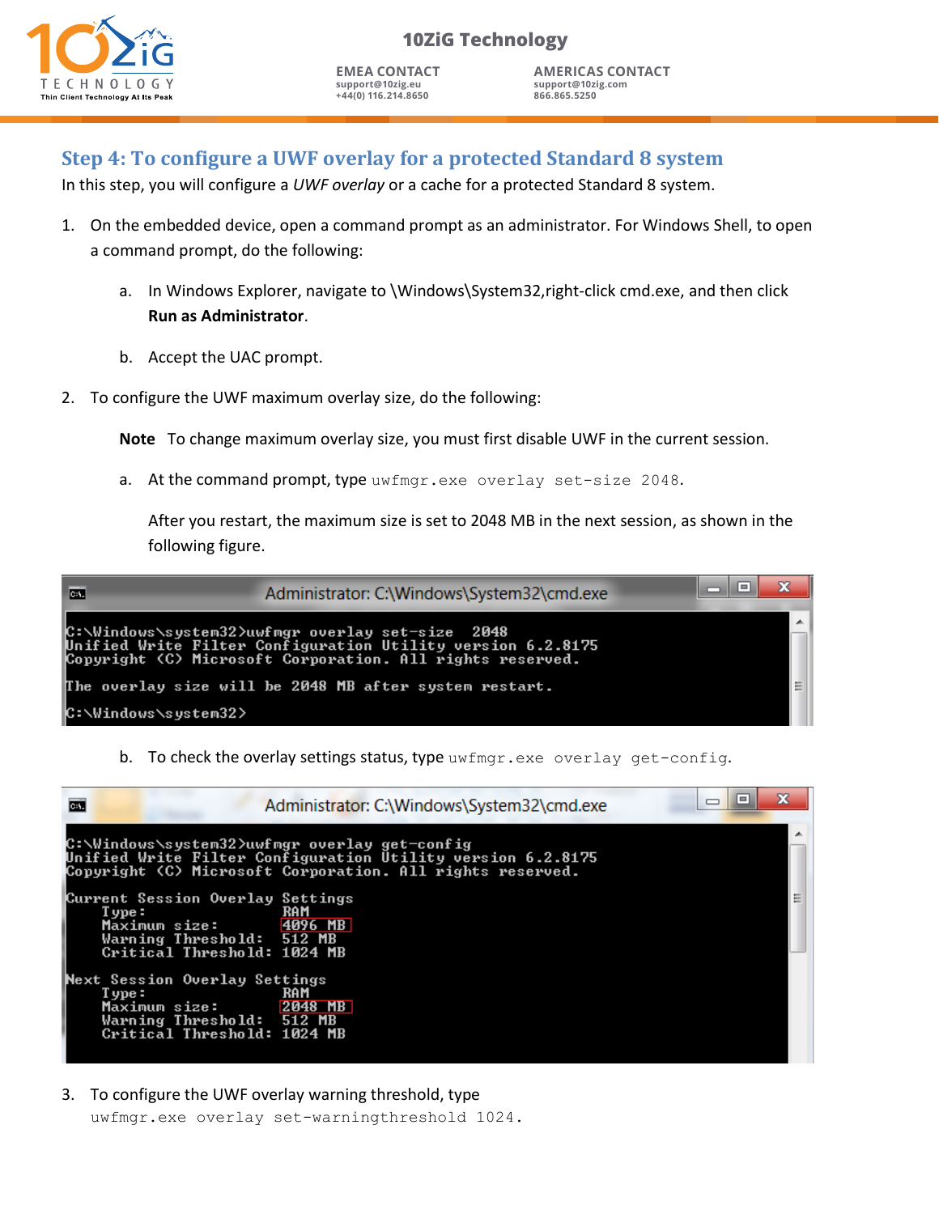## Step 4: To configure a UWF overlay for a protected Standard 8 system

In this step, you will configure a *UWF overlay* or a cache for a protected Standard 8 system.

1. On the embedded device, open a command prompt as an administrator. For Windows Shell, to open a command prompt, do the following:

    a. In Windows Explorer, navigate to \Windows\System32,right-click cmd.exe, and then click **Run as Administrator**.

    b. Accept the UAC prompt.

2. To configure the UWF maximum overlay size, do the following:

    **Note** To change maximum overlay size, you must first disable UWF in the current session.

    a. At the command prompt, type `uwfmgr.exe overlay set-size 2048`.

    After you restart, the maximum size is set to 2048 MB in the next session, as shown in the following figure.

```
Administrator: C:\Windows\System32\cmd.exe

C:\Windows\system32>uwfmgr overlay set-size  2048
Unified Write Filter Configuration Utility version 6.2.8175
Copyright (C) Microsoft Corporation. All rights reserved.

The overlay size will be 2048 MB after system restart.

C:\Windows\system32>
```

    b. To check the overlay settings status, type `uwfmgr.exe overlay get-config`.

```
Administrator: C:\Windows\System32\cmd.exe

C:\Windows\system32>uwfmgr overlay get-config
Unified Write Filter Configuration Utility version 6.2.8175
Copyright (C) Microsoft Corporation. All rights reserved.

Current Session Overlay Settings
     Type:                 RAM
     Maximum size:         4096 MB
     Warning Threshold:    512 MB
     Critical Threshold:   1024 MB

Next Session Overlay Settings
     Type:                 RAM
     Maximum size:         2048 MB
     Warning Threshold:    512 MB
     Critical Threshold:   1024 MB
```

3. To configure the UWF overlay warning threshold, type `uwfmgr.exe overlay set-warningthreshold 1024`.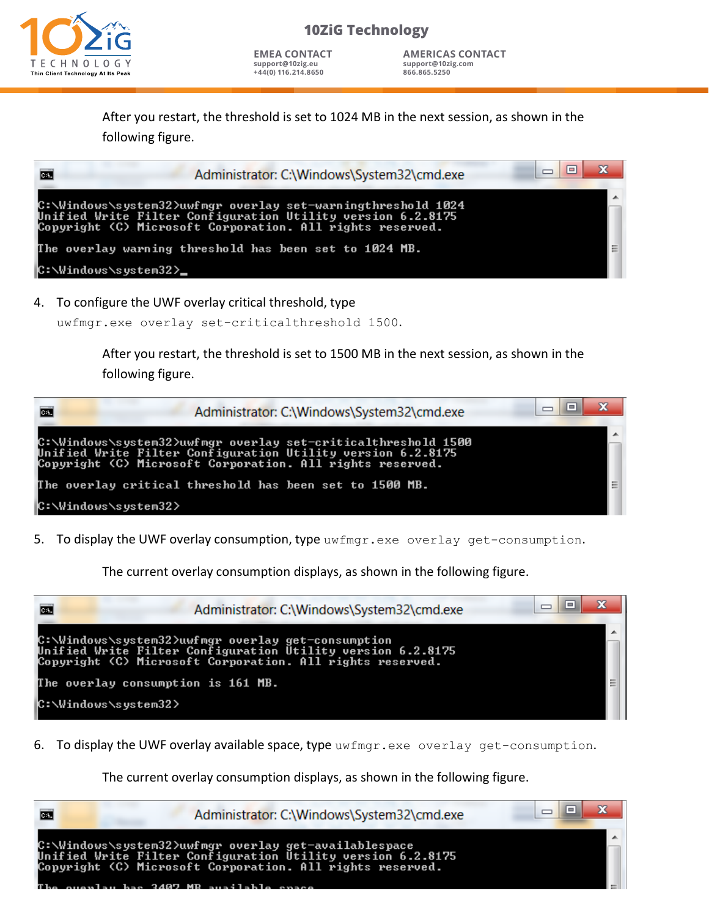After you restart, the threshold is set to 1024 MB in the next session, as shown in the following figure.

```
Administrator: C:\Windows\System32\cmd.exe

C:\Windows\system32>uwfmgr overlay set-warningthreshold 1024
Unified Write Filter Configuration Utility version 6.2.8175
Copyright (C) Microsoft Corporation. All rights reserved.

The overlay warning threshold has been set to 1024 MB.

C:\Windows\system32>_
```

4. To configure the UWF overlay critical threshold, type `uwfmgr.exe overlay set-criticalthreshold 1500`.

   After you restart, the threshold is set to 1500 MB in the next session, as shown in the following figure.

```
Administrator: C:\Windows\System32\cmd.exe

C:\Windows\system32>uwfmgr overlay set-criticalthreshold 1500
Unified Write Filter Configuration Utility version 6.2.8175
Copyright (C) Microsoft Corporation. All rights reserved.

The overlay critical threshold has been set to 1500 MB.

C:\Windows\system32>
```

5. To display the UWF overlay consumption, type `uwfmgr.exe overlay get-consumption`.

   The current overlay consumption displays, as shown in the following figure.

```
Administrator: C:\Windows\System32\cmd.exe

C:\Windows\system32>uwfmgr overlay get-consumption
Unified Write Filter Configuration Utility version 6.2.8175
Copyright (C) Microsoft Corporation. All rights reserved.

The overlay consumption is 161 MB.

C:\Windows\system32>
```

6. To display the UWF overlay available space, type `uwfmgr.exe overlay get-consumption`.

   The current overlay consumption displays, as shown in the following figure.

```
Administrator: C:\Windows\System32\cmd.exe

C:\Windows\system32>uwfmgr overlay get-availablespace
Unified Write Filter Configuration Utility version 6.2.8175
Copyright (C) Microsoft Corporation. All rights reserved.

The overlay has 3402 MB available space
```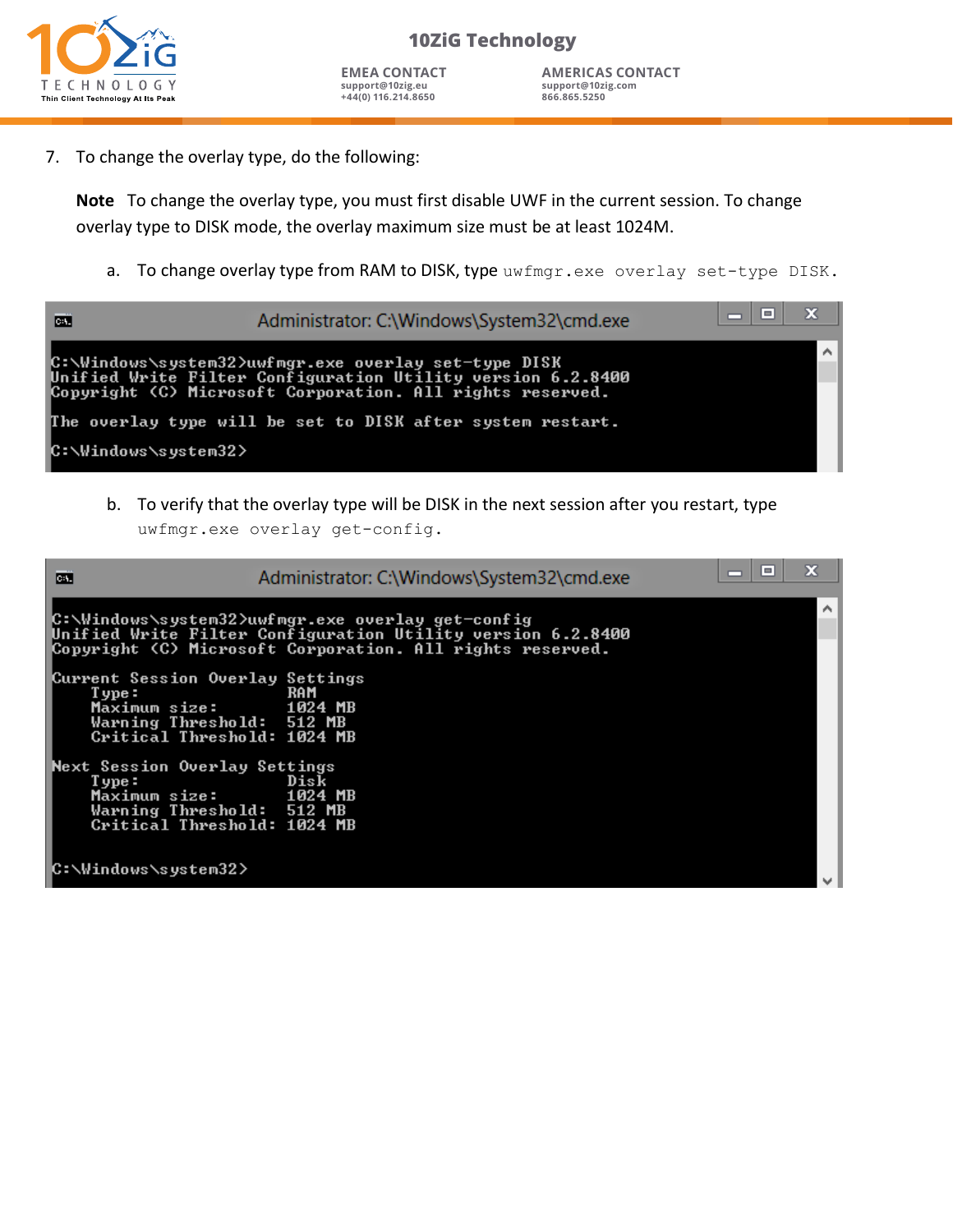7. To change the overlay type, do the following:

   **Note** To change the overlay type, you must first disable UWF in the current session. To change overlay type to DISK mode, the overlay maximum size must be at least 1024M.

   a. To change overlay type from RAM to DISK, type `uwfmgr.exe overlay set-type DISK`.

```
C:\Windows\system32>uwfmgr.exe overlay set-type DISK
Unified Write Filter Configuration Utility version 6.2.8400
Copyright (C) Microsoft Corporation. All rights reserved.

The overlay type will be set to DISK after system restart.

C:\Windows\system32>
```

   b. To verify that the overlay type will be DISK in the next session after you restart, type `uwfmgr.exe overlay get-config`.

```
C:\Windows\system32>uwfmgr.exe overlay get-config
Unified Write Filter Configuration Utility version 6.2.8400
Copyright (C) Microsoft Corporation. All rights reserved.

Current Session Overlay Settings
    Type:                RAM
    Maximum size:        1024 MB
    Warning Threshold:   512 MB
    Critical Threshold:  1024 MB

Next Session Overlay Settings
    Type:                Disk
    Maximum size:        1024 MB
    Warning Threshold:   512 MB
    Critical Threshold:  1024 MB

C:\Windows\system32>
```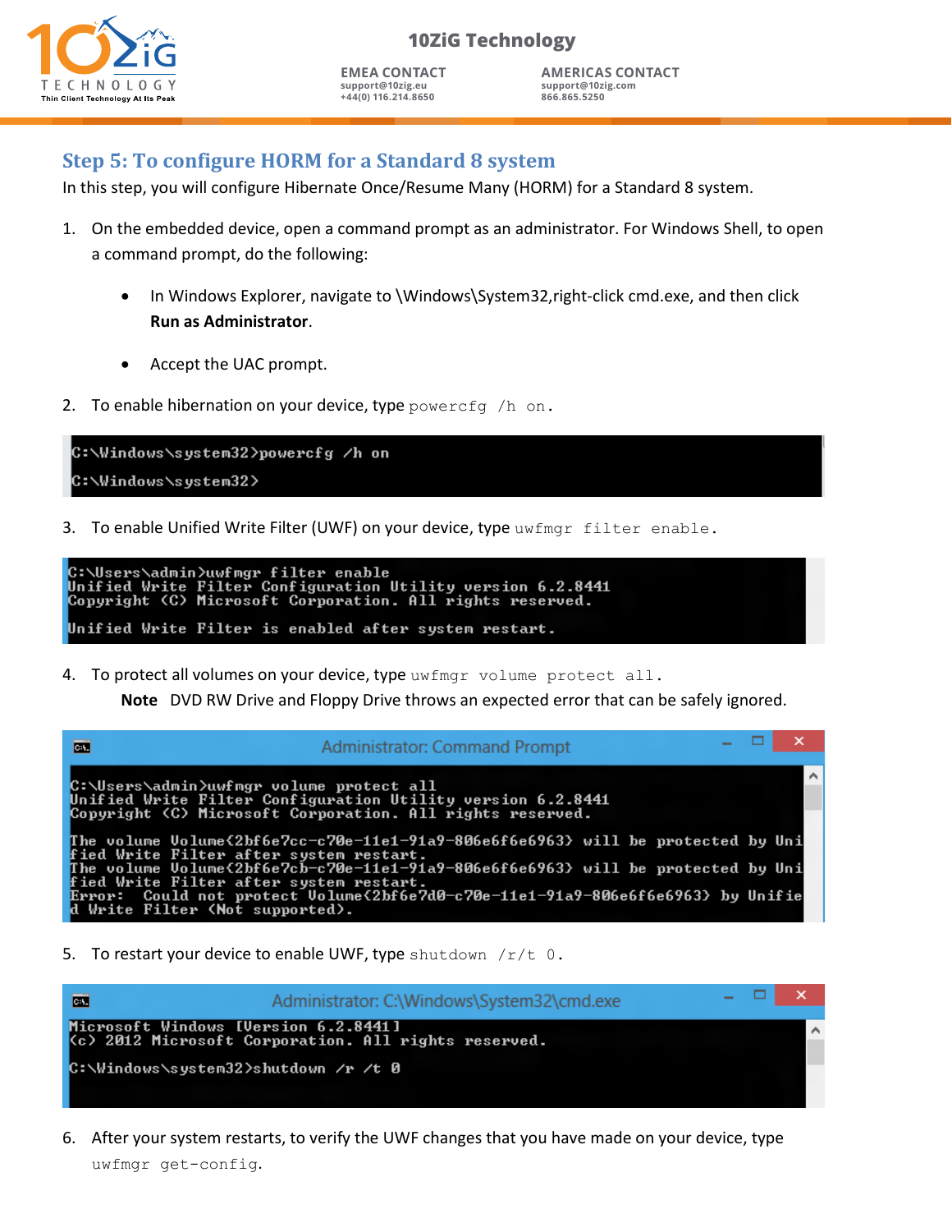## Step 5: To configure HORM for a Standard 8 system

In this step, you will configure Hibernate Once/Resume Many (HORM) for a Standard 8 system.

1. On the embedded device, open a command prompt as an administrator. For Windows Shell, to open a command prompt, do the following:

   - In Windows Explorer, navigate to \Windows\System32,right-click cmd.exe, and then click **Run as Administrator**.
   - Accept the UAC prompt.

2. To enable hibernation on your device, type `powercfg /h on`.

```
C:\Windows\system32>powercfg /h on

C:\Windows\system32>
```

3. To enable Unified Write Filter (UWF) on your device, type `uwfmgr filter enable`.

```
C:\Users\admin>uwfmgr filter enable
Unified Write Filter Configuration Utility version 6.2.8441
Copyright (C) Microsoft Corporation. All rights reserved.

Unified Write Filter is enabled after system restart.
```

4. To protect all volumes on your device, type `uwfmgr volume protect all`.

   **Note** DVD RW Drive and Floppy Drive throws an expected error that can be safely ignored.

```
Administrator: Command Prompt

C:\Users\admin>uwfmgr volume protect all
Unified Write Filter Configuration Utility version 6.2.8441
Copyright (C) Microsoft Corporation. All rights reserved.

The volume Volume{2bf6e7cc-c70e-11e1-91a9-806e6f6e6963} will be protected by Unified Write Filter after system restart.
The volume Volume{2bf6e7cb-c70e-11e1-91a9-806e6f6e6963} will be protected by Unified Write Filter after system restart.
Error:  Could not protect Volume{2bf6e7d0-c70e-11e1-91a9-806e6f6e6963} by Unified Write Filter (Not supported).
```

5. To restart your device to enable UWF, type `shutdown /r/t 0`.

```
Administrator: C:\Windows\System32\cmd.exe
Microsoft Windows [Version 6.2.8441]
(c) 2012 Microsoft Corporation. All rights reserved.

C:\Windows\system32>shutdown /r /t 0
```

6. After your system restarts, to verify the UWF changes that you have made on your device, type `uwfmgr get-config`.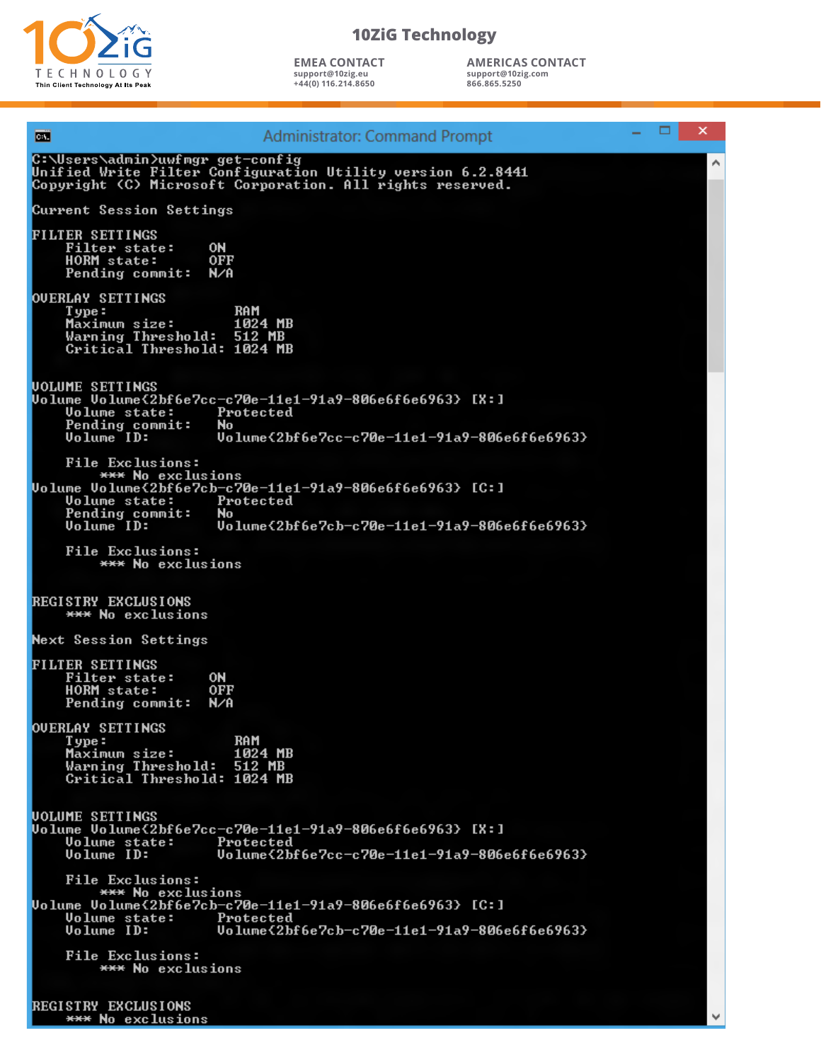Administrator: Command Prompt

```
C:\Users\admin>uwfmgr get-config
Unified Write Filter Configuration Utility version 6.2.8441
Copyright (C) Microsoft Corporation. All rights reserved.

Current Session Settings

FILTER SETTINGS
    Filter state:     ON
    HORM state:       OFF
    Pending commit:   N/A

OVERLAY SETTINGS
    Type:                RAM
    Maximum size:        1024 MB
    Warning Threshold:   512 MB
    Critical Threshold:  1024 MB


VOLUME SETTINGS
Volume Volume{2bf6e7cc-c70e-11e1-91a9-806e6f6e6963} [X:]
    Volume state:      Protected
    Pending commit:    No
    Volume ID:         Volume{2bf6e7cc-c70e-11e1-91a9-806e6f6e6963}

    File Exclusions:
        *** No exclusions
Volume Volume{2bf6e7cb-c70e-11e1-91a9-806e6f6e6963} [C:]
    Volume state:      Protected
    Pending commit:    No
    Volume ID:         Volume{2bf6e7cb-c70e-11e1-91a9-806e6f6e6963}

    File Exclusions:
        *** No exclusions


REGISTRY EXCLUSIONS
    *** No exclusions

Next Session Settings

FILTER SETTINGS
    Filter state:     ON
    HORM state:       OFF
    Pending commit:   N/A

OVERLAY SETTINGS
    Type:                RAM
    Maximum size:        1024 MB
    Warning Threshold:   512 MB
    Critical Threshold:  1024 MB


VOLUME SETTINGS
Volume Volume{2bf6e7cc-c70e-11e1-91a9-806e6f6e6963} [X:]
    Volume state:      Protected
    Volume ID:         Volume{2bf6e7cc-c70e-11e1-91a9-806e6f6e6963}

    File Exclusions:
        *** No exclusions
Volume Volume{2bf6e7cb-c70e-11e1-91a9-806e6f6e6963} [C:]
    Volume state:      Protected
    Volume ID:         Volume{2bf6e7cb-c70e-11e1-91a9-806e6f6e6963}

    File Exclusions:
        *** No exclusions


REGISTRY EXCLUSIONS
    *** No exclusions
```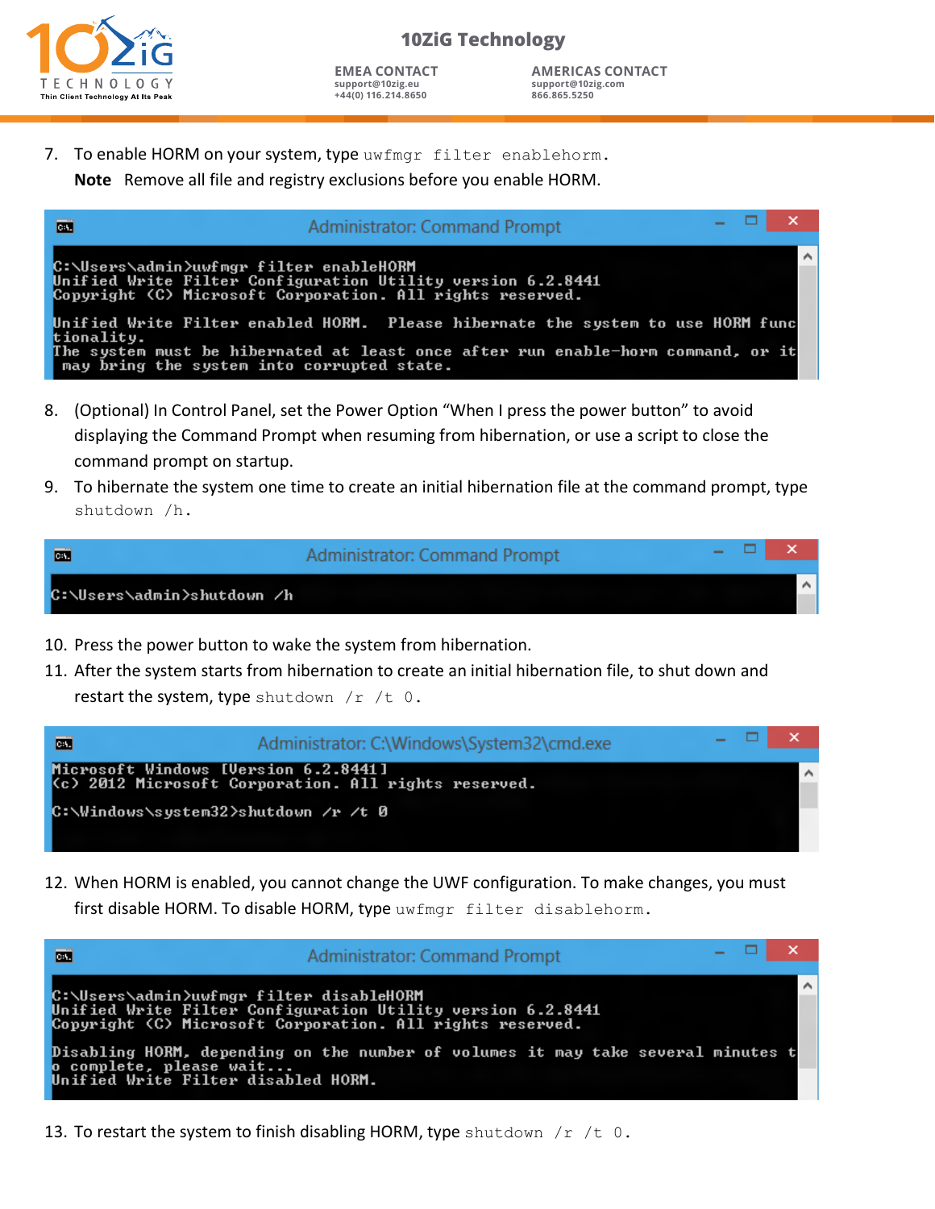7. To enable HORM on your system, type `uwfmgr filter enablehorm`.

   **Note** Remove all file and registry exclusions before you enable HORM.

```
Administrator: Command Prompt

C:\Users\admin>uwfmgr filter enableHORM
Unified Write Filter Configuration Utility version 6.2.8441
Copyright (C) Microsoft Corporation. All rights reserved.

Unified Write Filter enabled HORM.  Please hibernate the system to use HORM functionality.
The system must be hibernated at least once after run enable-horm command, or it may bring the system into corrupted state.
```

8. (Optional) In Control Panel, set the Power Option “When I press the power button” to avoid displaying the Command Prompt when resuming from hibernation, or use a script to close the command prompt on startup.
9. To hibernate the system one time to create an initial hibernation file at the command prompt, type `shutdown /h`.

```
Administrator: Command Prompt

C:\Users\admin>shutdown /h
```

10. Press the power button to wake the system from hibernation.
11. After the system starts from hibernation to create an initial hibernation file, to shut down and restart the system, type `shutdown /r /t 0`.

```
Administrator: C:\Windows\System32\cmd.exe

Microsoft Windows [Version 6.2.8441]
(c) 2012 Microsoft Corporation. All rights reserved.

C:\Windows\system32>shutdown /r /t 0
```

12. When HORM is enabled, you cannot change the UWF configuration. To make changes, you must first disable HORM. To disable HORM, type `uwfmgr filter disablehorm`.

```
Administrator: Command Prompt

C:\Users\admin>uwfmgr filter disableHORM
Unified Write Filter Configuration Utility version 6.2.8441
Copyright (C) Microsoft Corporation. All rights reserved.

Disabling HORM, depending on the number of volumes it may take several minutes to complete, please wait...
Unified Write Filter disabled HORM.
```

13. To restart the system to finish disabling HORM, type `shutdown /r /t 0`.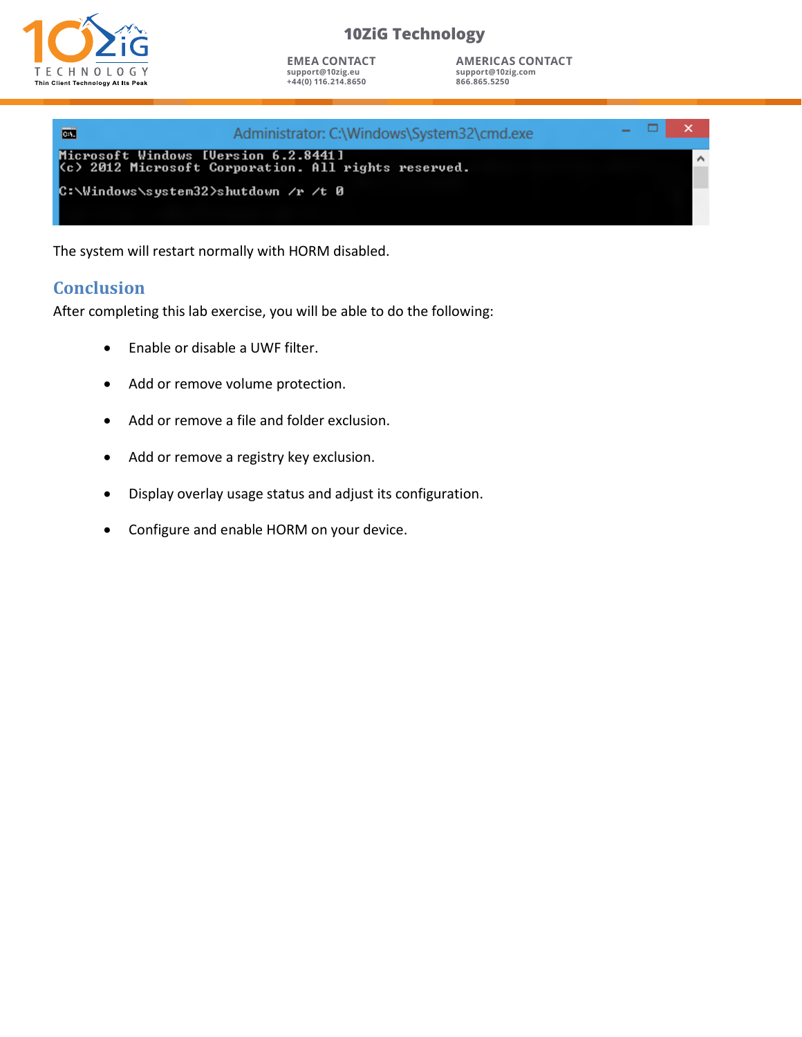```
Administrator: C:\Windows\System32\cmd.exe
Microsoft Windows [Version 6.2.8441]
(c) 2012 Microsoft Corporation. All rights reserved.

C:\Windows\system32>shutdown /r /t 0
```

The system will restart normally with HORM disabled.

## Conclusion

After completing this lab exercise, you will be able to do the following:

- Enable or disable a UWF filter.
- Add or remove volume protection.
- Add or remove a file and folder exclusion.
- Add or remove a registry key exclusion.
- Display overlay usage status and adjust its configuration.
- Configure and enable HORM on your device.